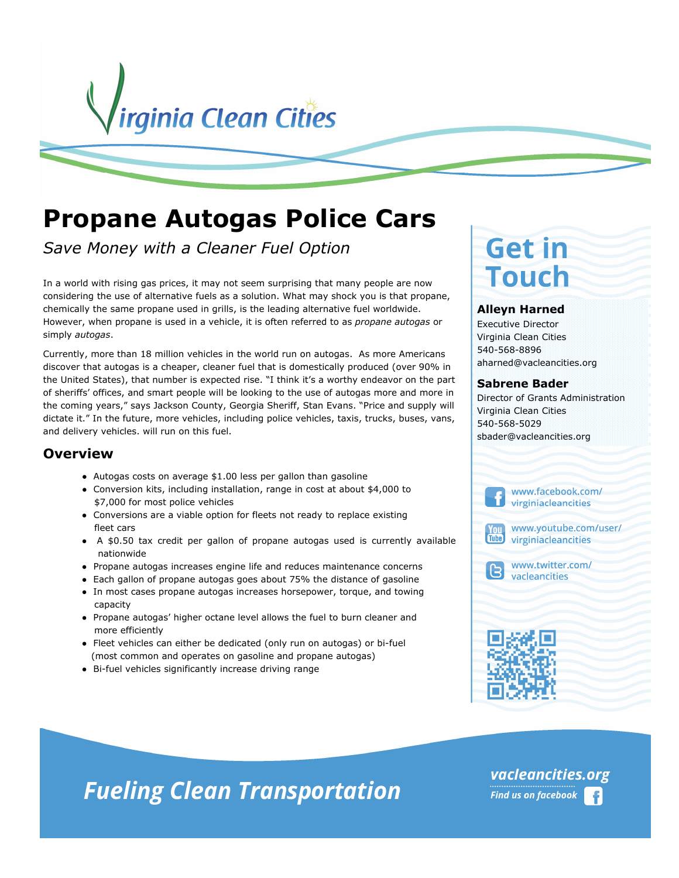Virginia Clean Cities

# Propane Autogas Police Cars

*Save Money with a Cleaner Fuel Option*

In a world with rising gas prices, it may not seem surprising that many people are now considering the use of alternative fuels as a solution. What may shock you is that propane, chemically the same propane used in grills, is the leading alternative fuel worldwide. However, when propane is used in a vehicle, it is often referred to as *propane autogas* or simply *autogas*.

Currently, more than 18 million vehicles in the world run on autogas. As more Americans discover that autogas is a cheaper, cleaner fuel that is domestically produced (over 90% in the United States), that number is expected rise. "I think it's a worthy endeavor on the part of sheriffs' offices, and smart people will be looking to the use of autogas more and more in the coming years," says Jackson County, Georgia Sheriff, Stan Evans. "Price and supply will dictate it." In the future, more vehicles, including police vehicles, taxis, trucks, buses, vans, and delivery vehicles. will run on this fuel.

## Overview

- Autogas costs on average $1.00 less per gallon than gasoline
- Conversion kits, including installation, range in cost at about $4,000 to $7,000 for most police vehicles
- Conversions are a viable option for fleets not ready to replace existing fleet cars
- A $0.50 tax credit per gallon of propane autogas used is currently available nationwide
- Propane autogas increases engine life and reduces maintenance concerns
- Each gallon of propane autogas goes about 75% the distance of gasoline
- In most cases propane autogas increases horsepower, torque, and towing capacity
- Propane autogas' higher octane level allows the fuel to burn cleaner and more efficiently
- Fleet vehicles can either be dedicated (only run on autogas) or bi-fuel (most common and operates on gasoline and propane autogas)
- Bi-fuel vehicles significantly increase driving range

## Get in Touch

**Alleyn Harned**
Executive Director
Virginia Clean Cities
540-568-8896
aharned@vacleancities.org

**Sabrene Bader**
Director of Grants Administration
Virginia Clean Cities
540-568-5029
sbader@vacleancities.org

www.facebook.com/virginiacleancities

www.youtube.com/user/virginiacleancities

www.twitter.com/vacleancities

**Fueling Clean Transportation**

vacleancities.org
Find us on facebook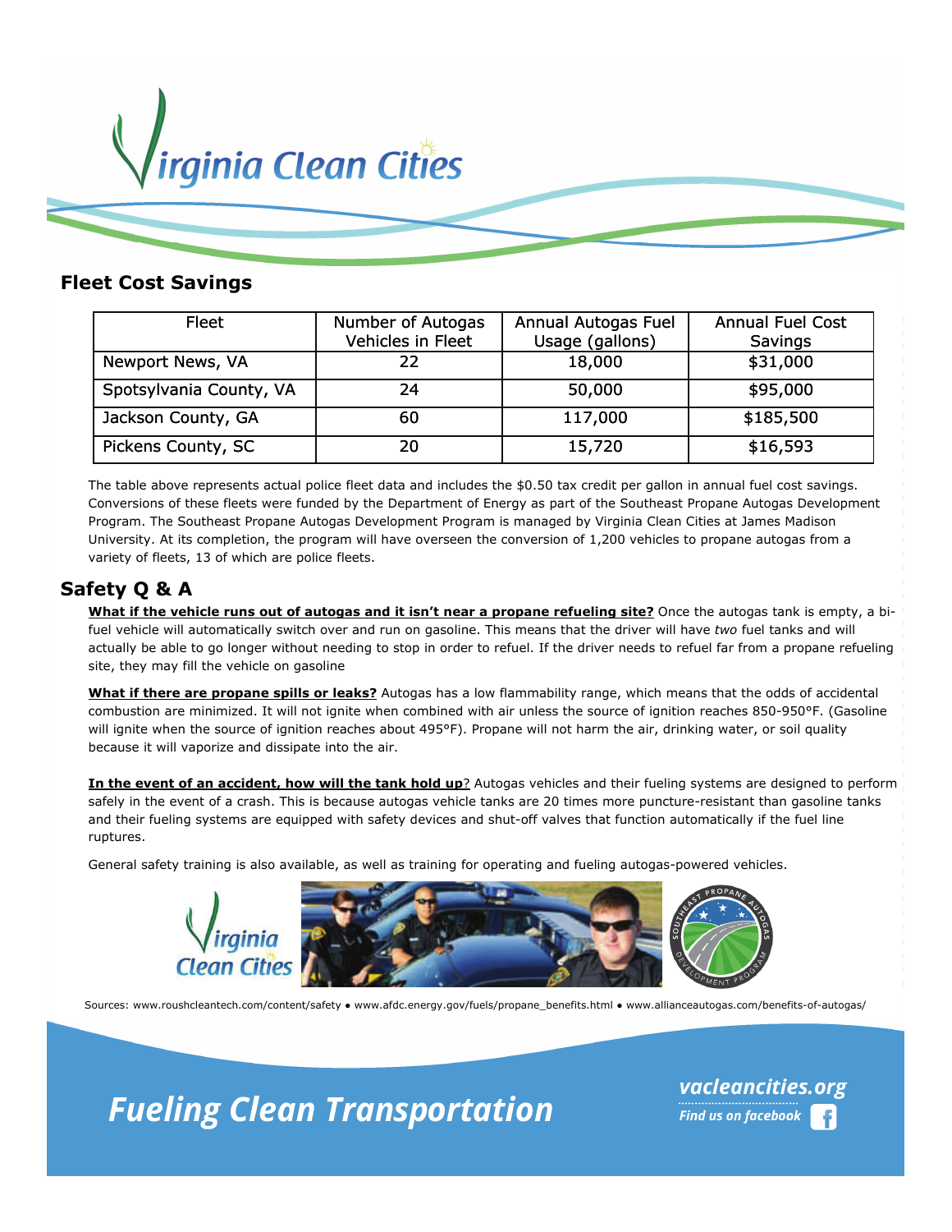## Fleet Cost Savings

| Fleet | Number of Autogas Vehicles in Fleet | Annual Autogas Fuel Usage (gallons) | Annual Fuel Cost Savings |
|---|---|---|---|
| Newport News, VA | 22 | 18,000 | $31,000 |
| Spotsylvania County, VA | 24 | 50,000 | $95,000 |
| Jackson County, GA | 60 | 117,000 | $185,500 |
| Pickens County, SC | 20 | 15,720 | $16,593 |

The table above represents actual police fleet data and includes the $0.50 tax credit per gallon in annual fuel cost savings. Conversions of these fleets were funded by the Department of Energy as part of the Southeast Propane Autogas Development Program. The Southeast Propane Autogas Development Program is managed by Virginia Clean Cities at James Madison University. At its completion, the program will have overseen the conversion of 1,200 vehicles to propane autogas from a variety of fleets, 13 of which are police fleets.

## Safety Q & A

**What if the vehicle runs out of autogas and it isn't near a propane refueling site?** Once the autogas tank is empty, a bi-fuel vehicle will automatically switch over and run on gasoline. This means that the driver will have *two* fuel tanks and will actually be able to go longer without needing to stop in order to refuel. If the driver needs to refuel far from a propane refueling site, they may fill the vehicle on gasoline

**What if there are propane spills or leaks?** Autogas has a low flammability range, which means that the odds of accidental combustion are minimized. It will not ignite when combined with air unless the source of ignition reaches 850-950°F. (Gasoline will ignite when the source of ignition reaches about 495°F). Propane will not harm the air, drinking water, or soil quality because it will vaporize and dissipate into the air.

**In the event of an accident, how will the tank hold up?** Autogas vehicles and their fueling systems are designed to perform safely in the event of a crash. This is because autogas vehicle tanks are 20 times more puncture-resistant than gasoline tanks and their fueling systems are equipped with safety devices and shut-off valves that function automatically if the fuel line ruptures.

General safety training is also available, as well as training for operating and fueling autogas-powered vehicles.

Sources: www.roushcleantech.com/content/safety • www.afdc.energy.gov/fuels/propane_benefits.html • www.allianceautogas.com/benefits-of-autogas/

*Fueling Clean Transportation*

*vacleancities.org*

*Find us on facebook*